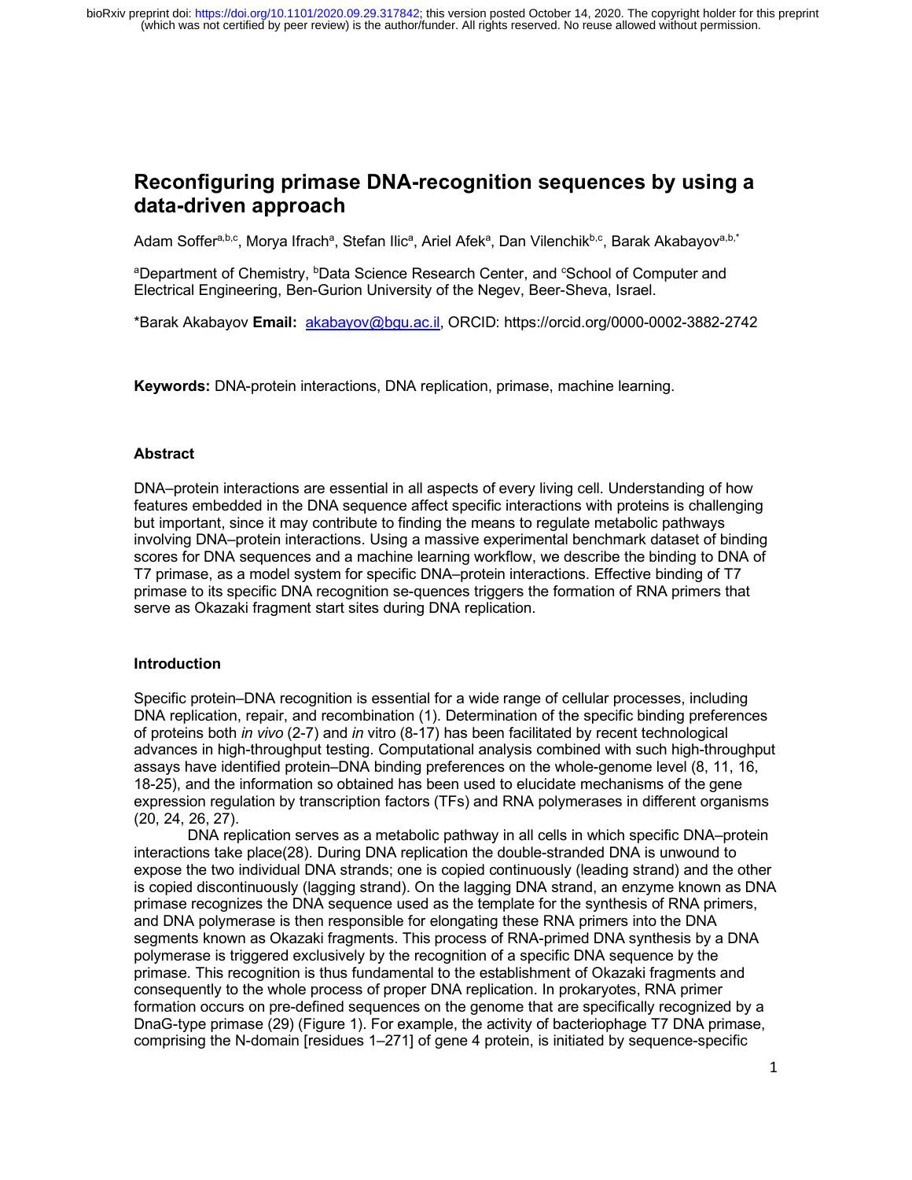# Reconfiguring primase DNA-recognition sequences by using a data-driven approach

Adam Soffer[a,b,c], Morya Ifrach[a], Stefan Ilic[a], Ariel Afek[a], Dan Vilenchik[b,c], Barak Akabayov[a,b,*]

[a]Department of Chemistry, [b]Data Science Research Center, and [c]School of Computer and Electrical Engineering, Ben-Gurion University of the Negev, Beer-Sheva, Israel.

*Barak Akabayov **Email:** akabayov@bgu.ac.il, ORCID: https://orcid.org/0000-0002-3882-2742

**Keywords:** DNA-protein interactions, DNA replication, primase, machine learning.

### Abstract

DNA–protein interactions are essential in all aspects of every living cell. Understanding of how features embedded in the DNA sequence affect specific interactions with proteins is challenging but important, since it may contribute to finding the means to regulate metabolic pathways involving DNA–protein interactions. Using a massive experimental benchmark dataset of binding scores for DNA sequences and a machine learning workflow, we describe the binding to DNA of T7 primase, as a model system for specific DNA–protein interactions. Effective binding of T7 primase to its specific DNA recognition se-quences triggers the formation of RNA primers that serve as Okazaki fragment start sites during DNA replication.

### Introduction

Specific protein–DNA recognition is essential for a wide range of cellular processes, including DNA replication, repair, and recombination (1). Determination of the specific binding preferences of proteins both *in vivo* (2-7) and *in* vitro (8-17) has been facilitated by recent technological advances in high-throughput testing. Computational analysis combined with such high-throughput assays have identified protein–DNA binding preferences on the whole-genome level (8, 11, 16, 18-25), and the information so obtained has been used to elucidate mechanisms of the gene expression regulation by transcription factors (TFs) and RNA polymerases in different organisms (20, 24, 26, 27).

DNA replication serves as a metabolic pathway in all cells in which specific DNA–protein interactions take place(28). During DNA replication the double-stranded DNA is unwound to expose the two individual DNA strands; one is copied continuously (leading strand) and the other is copied discontinuously (lagging strand). On the lagging DNA strand, an enzyme known as DNA primase recognizes the DNA sequence used as the template for the synthesis of RNA primers, and DNA polymerase is then responsible for elongating these RNA primers into the DNA segments known as Okazaki fragments. This process of RNA-primed DNA synthesis by a DNA polymerase is triggered exclusively by the recognition of a specific DNA sequence by the primase. This recognition is thus fundamental to the establishment of Okazaki fragments and consequently to the whole process of proper DNA replication. In prokaryotes, RNA primer formation occurs on pre-defined sequences on the genome that are specifically recognized by a DnaG-type primase (29) (Figure 1). For example, the activity of bacteriophage T7 DNA primase, comprising the N-domain [residues 1–271] of gene 4 protein, is initiated by sequence-specific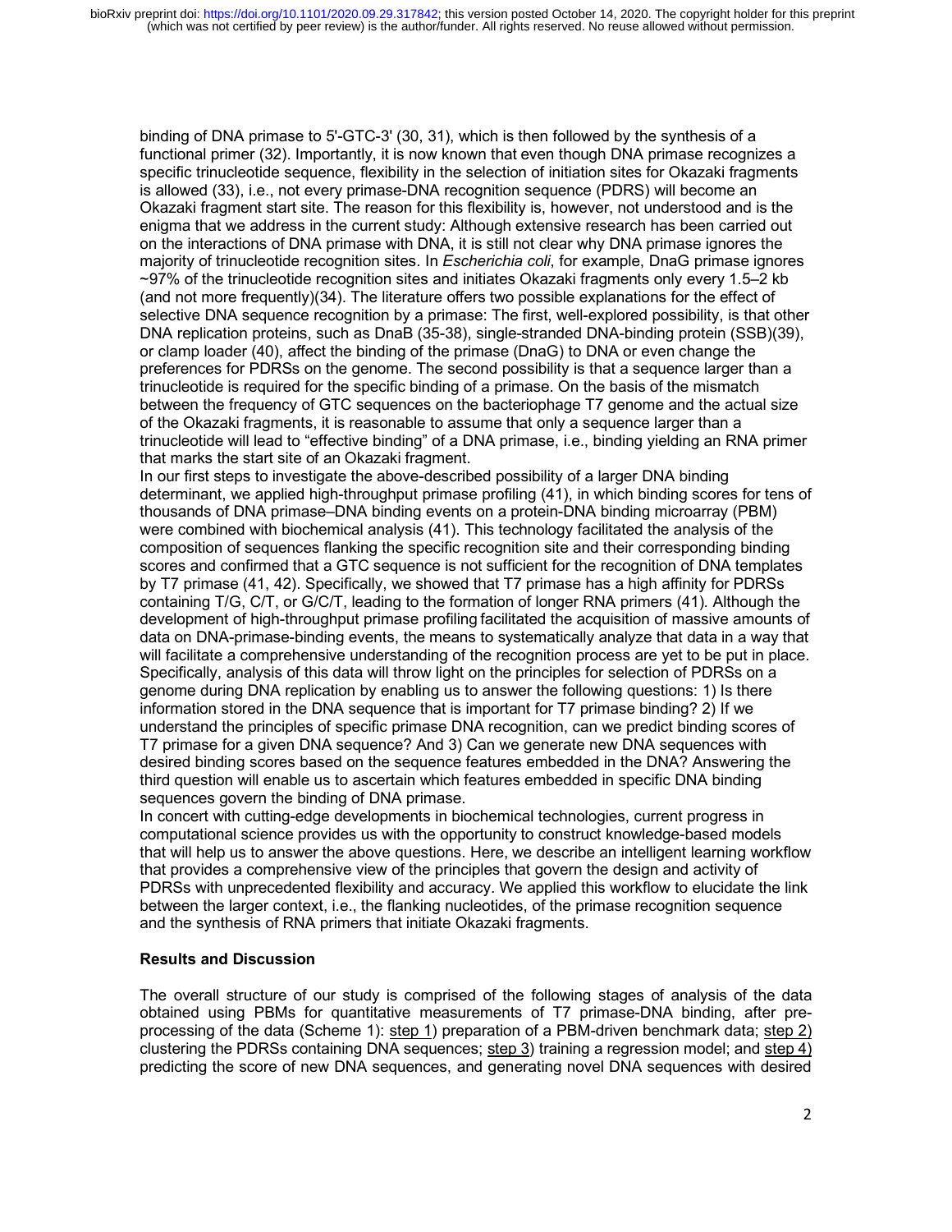binding of DNA primase to 5'-GTC-3' (30, 31), which is then followed by the synthesis of a functional primer (32). Importantly, it is now known that even though DNA primase recognizes a specific trinucleotide sequence, flexibility in the selection of initiation sites for Okazaki fragments is allowed (33), i.e., not every primase-DNA recognition sequence (PDRS) will become an Okazaki fragment start site. The reason for this flexibility is, however, not understood and is the enigma that we address in the current study: Although extensive research has been carried out on the interactions of DNA primase with DNA, it is still not clear why DNA primase ignores the majority of trinucleotide recognition sites. In *Escherichia coli*, for example, DnaG primase ignores ~97% of the trinucleotide recognition sites and initiates Okazaki fragments only every 1.5–2 kb (and not more frequently)(34). The literature offers two possible explanations for the effect of selective DNA sequence recognition by a primase: The first, well-explored possibility, is that other DNA replication proteins, such as DnaB (35-38), single-stranded DNA-binding protein (SSB)(39), or clamp loader (40), affect the binding of the primase (DnaG) to DNA or even change the preferences for PDRSs on the genome. The second possibility is that a sequence larger than a trinucleotide is required for the specific binding of a primase. On the basis of the mismatch between the frequency of GTC sequences on the bacteriophage T7 genome and the actual size of the Okazaki fragments, it is reasonable to assume that only a sequence larger than a trinucleotide will lead to "effective binding" of a DNA primase, i.e., binding yielding an RNA primer that marks the start site of an Okazaki fragment.

In our first steps to investigate the above-described possibility of a larger DNA binding determinant, we applied high-throughput primase profiling (41), in which binding scores for tens of thousands of DNA primase–DNA binding events on a protein-DNA binding microarray (PBM) were combined with biochemical analysis (41). This technology facilitated the analysis of the composition of sequences flanking the specific recognition site and their corresponding binding scores and confirmed that a GTC sequence is not sufficient for the recognition of DNA templates by T7 primase (41, 42). Specifically, we showed that T7 primase has a high affinity for PDRSs containing T/G, C/T, or G/C/T, leading to the formation of longer RNA primers (41). Although the development of high-throughput primase profiling facilitated the acquisition of massive amounts of data on DNA-primase-binding events, the means to systematically analyze that data in a way that will facilitate a comprehensive understanding of the recognition process are yet to be put in place. Specifically, analysis of this data will throw light on the principles for selection of PDRSs on a genome during DNA replication by enabling us to answer the following questions: 1) Is there information stored in the DNA sequence that is important for T7 primase binding? 2) If we understand the principles of specific primase DNA recognition, can we predict binding scores of T7 primase for a given DNA sequence? And 3) Can we generate new DNA sequences with desired binding scores based on the sequence features embedded in the DNA? Answering the third question will enable us to ascertain which features embedded in specific DNA binding sequences govern the binding of DNA primase.

In concert with cutting-edge developments in biochemical technologies, current progress in computational science provides us with the opportunity to construct knowledge-based models that will help us to answer the above questions. Here, we describe an intelligent learning workflow that provides a comprehensive view of the principles that govern the design and activity of PDRSs with unprecedented flexibility and accuracy. We applied this workflow to elucidate the link between the larger context, i.e., the flanking nucleotides, of the primase recognition sequence and the synthesis of RNA primers that initiate Okazaki fragments.

## Results and Discussion

The overall structure of our study is comprised of the following stages of analysis of the data obtained using PBMs for quantitative measurements of T7 primase-DNA binding, after pre-processing of the data (Scheme 1): step 1) preparation of a PBM-driven benchmark data; step 2) clustering the PDRSs containing DNA sequences; step 3) training a regression model; and step 4) predicting the score of new DNA sequences, and generating novel DNA sequences with desired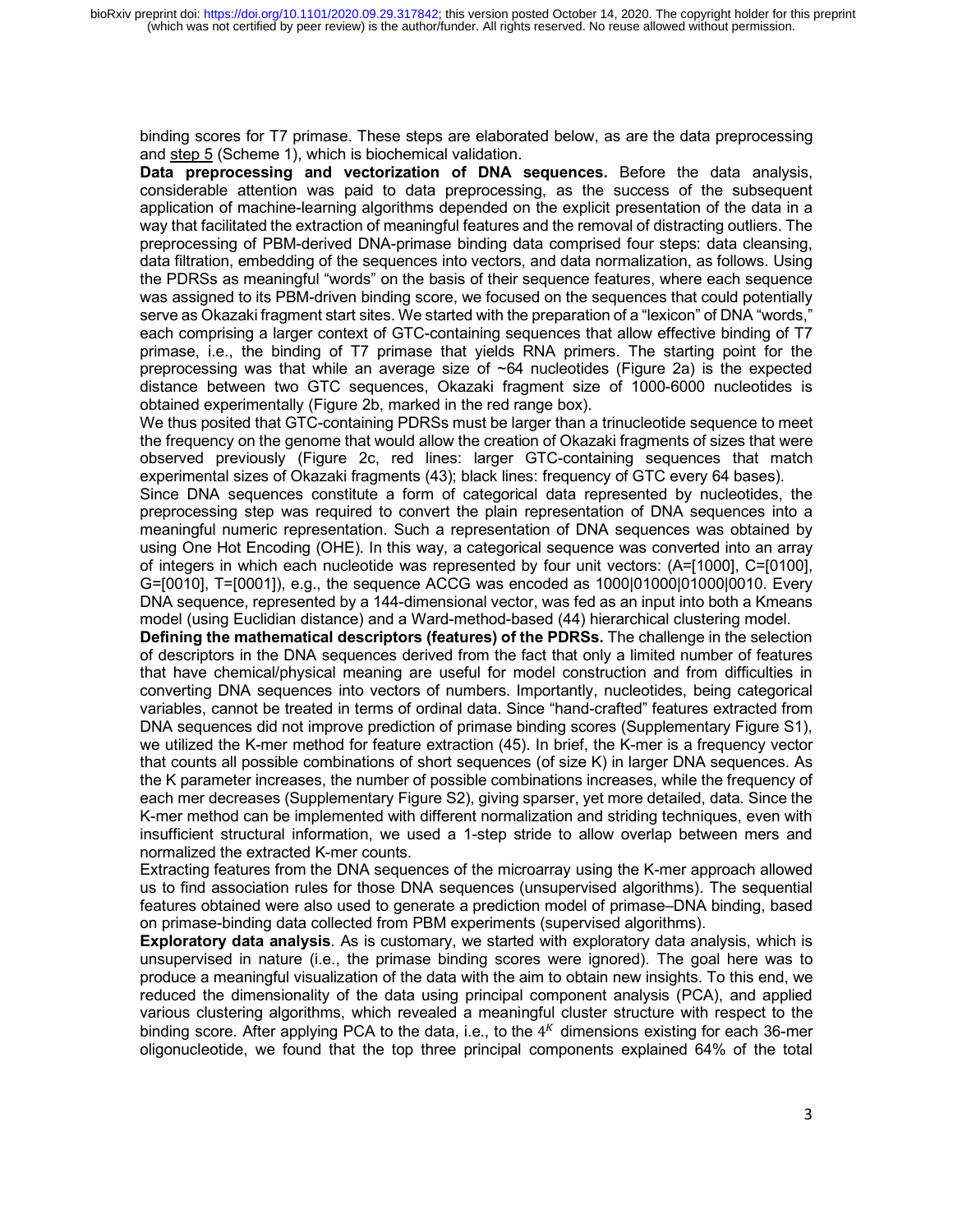binding scores for T7 primase. These steps are elaborated below, as are the data preprocessing and step 5 (Scheme 1), which is biochemical validation.

**Data preprocessing and vectorization of DNA sequences.** Before the data analysis, considerable attention was paid to data preprocessing, as the success of the subsequent application of machine-learning algorithms depended on the explicit presentation of the data in a way that facilitated the extraction of meaningful features and the removal of distracting outliers. The preprocessing of PBM-derived DNA-primase binding data comprised four steps: data cleansing, data filtration, embedding of the sequences into vectors, and data normalization, as follows. Using the PDRSs as meaningful "words" on the basis of their sequence features, where each sequence was assigned to its PBM-driven binding score, we focused on the sequences that could potentially serve as Okazaki fragment start sites. We started with the preparation of a "lexicon" of DNA "words," each comprising a larger context of GTC-containing sequences that allow effective binding of T7 primase, i.e., the binding of T7 primase that yields RNA primers. The starting point for the preprocessing was that while an average size of ~64 nucleotides (Figure 2a) is the expected distance between two GTC sequences, Okazaki fragment size of 1000-6000 nucleotides is obtained experimentally (Figure 2b, marked in the red range box).

We thus posited that GTC-containing PDRSs must be larger than a trinucleotide sequence to meet the frequency on the genome that would allow the creation of Okazaki fragments of sizes that were observed previously (Figure 2c, red lines: larger GTC-containing sequences that match experimental sizes of Okazaki fragments (43); black lines: frequency of GTC every 64 bases).

Since DNA sequences constitute a form of categorical data represented by nucleotides, the preprocessing step was required to convert the plain representation of DNA sequences into a meaningful numeric representation. Such a representation of DNA sequences was obtained by using One Hot Encoding (OHE). In this way, a categorical sequence was converted into an array of integers in which each nucleotide was represented by four unit vectors: (A=[1000], C=[0100], G=[0010], T=[0001]), e.g., the sequence ACCG was encoded as 1000|01000|01000|0010. Every DNA sequence, represented by a 144-dimensional vector, was fed as an input into both a Kmeans model (using Euclidian distance) and a Ward-method-based (44) hierarchical clustering model.

**Defining the mathematical descriptors (features) of the PDRSs.** The challenge in the selection of descriptors in the DNA sequences derived from the fact that only a limited number of features that have chemical/physical meaning are useful for model construction and from difficulties in converting DNA sequences into vectors of numbers. Importantly, nucleotides, being categorical variables, cannot be treated in terms of ordinal data. Since "hand-crafted" features extracted from DNA sequences did not improve prediction of primase binding scores (Supplementary Figure S1), we utilized the K-mer method for feature extraction (45). In brief, the K-mer is a frequency vector that counts all possible combinations of short sequences (of size K) in larger DNA sequences. As the K parameter increases, the number of possible combinations increases, while the frequency of each mer decreases (Supplementary Figure S2), giving sparser, yet more detailed, data. Since the K-mer method can be implemented with different normalization and striding techniques, even with insufficient structural information, we used a 1-step stride to allow overlap between mers and normalized the extracted K-mer counts.

Extracting features from the DNA sequences of the microarray using the K-mer approach allowed us to find association rules for those DNA sequences (unsupervised algorithms). The sequential features obtained were also used to generate a prediction model of primase–DNA binding, based on primase-binding data collected from PBM experiments (supervised algorithms).

**Exploratory data analysis**. As is customary, we started with exploratory data analysis, which is unsupervised in nature (i.e., the primase binding scores were ignored). The goal here was to produce a meaningful visualization of the data with the aim to obtain new insights. To this end, we reduced the dimensionality of the data using principal component analysis (PCA), and applied various clustering algorithms, which revealed a meaningful cluster structure with respect to the binding score. After applying PCA to the data, i.e., to the $4^K$ dimensions existing for each 36-mer oligonucleotide, we found that the top three principal components explained 64% of the total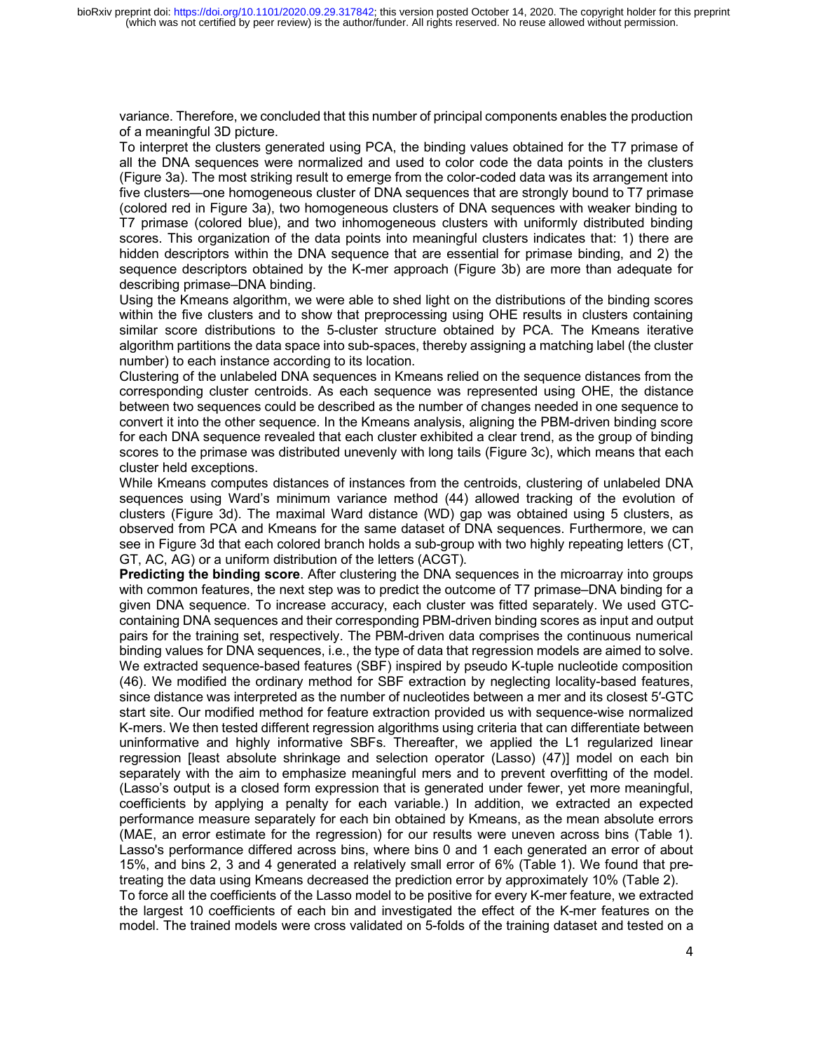variance. Therefore, we concluded that this number of principal components enables the production of a meaningful 3D picture.

To interpret the clusters generated using PCA, the binding values obtained for the T7 primase of all the DNA sequences were normalized and used to color code the data points in the clusters (Figure 3a). The most striking result to emerge from the color-coded data was its arrangement into five clusters—one homogeneous cluster of DNA sequences that are strongly bound to T7 primase (colored red in Figure 3a), two homogeneous clusters of DNA sequences with weaker binding to T7 primase (colored blue), and two inhomogeneous clusters with uniformly distributed binding scores. This organization of the data points into meaningful clusters indicates that: 1) there are hidden descriptors within the DNA sequence that are essential for primase binding, and 2) the sequence descriptors obtained by the K-mer approach (Figure 3b) are more than adequate for describing primase–DNA binding.

Using the Kmeans algorithm, we were able to shed light on the distributions of the binding scores within the five clusters and to show that preprocessing using OHE results in clusters containing similar score distributions to the 5-cluster structure obtained by PCA. The Kmeans iterative algorithm partitions the data space into sub-spaces, thereby assigning a matching label (the cluster number) to each instance according to its location.

Clustering of the unlabeled DNA sequences in Kmeans relied on the sequence distances from the corresponding cluster centroids. As each sequence was represented using OHE, the distance between two sequences could be described as the number of changes needed in one sequence to convert it into the other sequence. In the Kmeans analysis, aligning the PBM-driven binding score for each DNA sequence revealed that each cluster exhibited a clear trend, as the group of binding scores to the primase was distributed unevenly with long tails (Figure 3c), which means that each cluster held exceptions.

While Kmeans computes distances of instances from the centroids, clustering of unlabeled DNA sequences using Ward's minimum variance method (44) allowed tracking of the evolution of clusters (Figure 3d). The maximal Ward distance (WD) gap was obtained using 5 clusters, as observed from PCA and Kmeans for the same dataset of DNA sequences. Furthermore, we can see in Figure 3d that each colored branch holds a sub-group with two highly repeating letters (CT, GT, AC, AG) or a uniform distribution of the letters (ACGT).

**Predicting the binding score**. After clustering the DNA sequences in the microarray into groups with common features, the next step was to predict the outcome of T7 primase–DNA binding for a given DNA sequence. To increase accuracy, each cluster was fitted separately. We used GTC-containing DNA sequences and their corresponding PBM-driven binding scores as input and output pairs for the training set, respectively. The PBM-driven data comprises the continuous numerical binding values for DNA sequences, i.e., the type of data that regression models are aimed to solve. We extracted sequence-based features (SBF) inspired by pseudo K-tuple nucleotide composition (46). We modified the ordinary method for SBF extraction by neglecting locality-based features, since distance was interpreted as the number of nucleotides between a mer and its closest 5′-GTC start site. Our modified method for feature extraction provided us with sequence-wise normalized K-mers. We then tested different regression algorithms using criteria that can differentiate between uninformative and highly informative SBFs. Thereafter, we applied the L1 regularized linear regression [least absolute shrinkage and selection operator (Lasso) (47)] model on each bin separately with the aim to emphasize meaningful mers and to prevent overfitting of the model. (Lasso's output is a closed form expression that is generated under fewer, yet more meaningful, coefficients by applying a penalty for each variable.) In addition, we extracted an expected performance measure separately for each bin obtained by Kmeans, as the mean absolute errors (MAE, an error estimate for the regression) for our results were uneven across bins (Table 1). Lasso's performance differed across bins, where bins 0 and 1 each generated an error of about 15%, and bins 2, 3 and 4 generated a relatively small error of 6% (Table 1). We found that pre-treating the data using Kmeans decreased the prediction error by approximately 10% (Table 2).

To force all the coefficients of the Lasso model to be positive for every K-mer feature, we extracted the largest 10 coefficients of each bin and investigated the effect of the K-mer features on the model. The trained models were cross validated on 5-folds of the training dataset and tested on a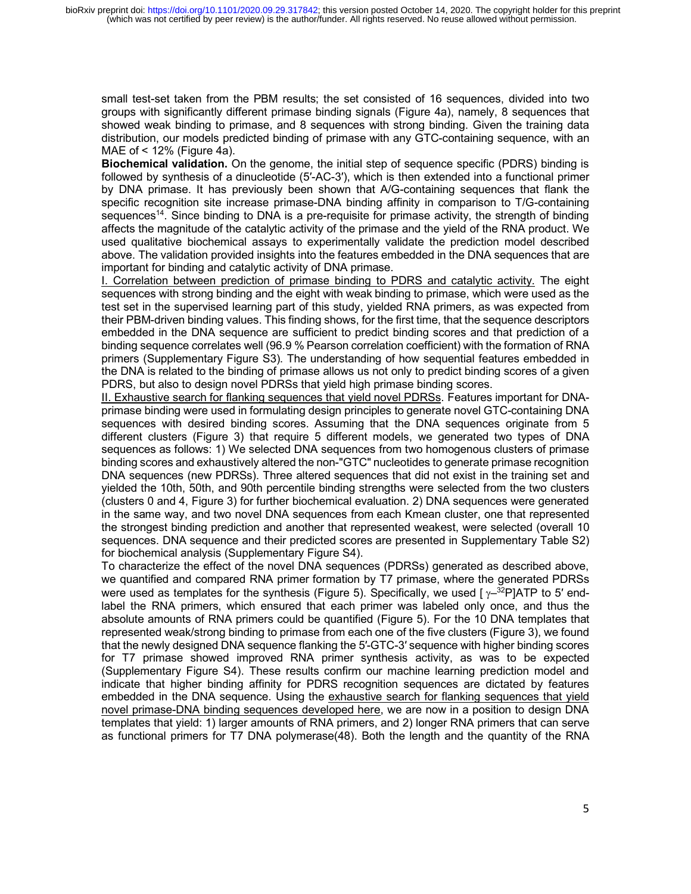small test-set taken from the PBM results; the set consisted of 16 sequences, divided into two groups with significantly different primase binding signals (Figure 4a), namely, 8 sequences that showed weak binding to primase, and 8 sequences with strong binding. Given the training data distribution, our models predicted binding of primase with any GTC-containing sequence, with an MAE of < 12% (Figure 4a).

**Biochemical validation.** On the genome, the initial step of sequence specific (PDRS) binding is followed by synthesis of a dinucleotide (5′-AC-3′), which is then extended into a functional primer by DNA primase. It has previously been shown that A/G-containing sequences that flank the specific recognition site increase primase-DNA binding affinity in comparison to T/G-containing sequences[14]. Since binding to DNA is a pre-requisite for primase activity, the strength of binding affects the magnitude of the catalytic activity of the primase and the yield of the RNA product. We used qualitative biochemical assays to experimentally validate the prediction model described above. The validation provided insights into the features embedded in the DNA sequences that are important for binding and catalytic activity of DNA primase.

I. Correlation between prediction of primase binding to PDRS and catalytic activity. The eight sequences with strong binding and the eight with weak binding to primase, which were used as the test set in the supervised learning part of this study, yielded RNA primers, as was expected from their PBM-driven binding values. This finding shows, for the first time, that the sequence descriptors embedded in the DNA sequence are sufficient to predict binding scores and that prediction of a binding sequence correlates well (96.9 % Pearson correlation coefficient) with the formation of RNA primers (Supplementary Figure S3). The understanding of how sequential features embedded in the DNA is related to the binding of primase allows us not only to predict binding scores of a given PDRS, but also to design novel PDRSs that yield high primase binding scores.

II. Exhaustive search for flanking sequences that yield novel PDRSs. Features important for DNA-primase binding were used in formulating design principles to generate novel GTC-containing DNA sequences with desired binding scores. Assuming that the DNA sequences originate from 5 different clusters (Figure 3) that require 5 different models, we generated two types of DNA sequences as follows: 1) We selected DNA sequences from two homogenous clusters of primase binding scores and exhaustively altered the non-"GTC" nucleotides to generate primase recognition DNA sequences (new PDRSs). Three altered sequences that did not exist in the training set and yielded the 10th, 50th, and 90th percentile binding strengths were selected from the two clusters (clusters 0 and 4, Figure 3) for further biochemical evaluation. 2) DNA sequences were generated in the same way, and two novel DNA sequences from each Kmean cluster, one that represented the strongest binding prediction and another that represented weakest, were selected (overall 10 sequences. DNA sequence and their predicted scores are presented in Supplementary Table S2) for biochemical analysis (Supplementary Figure S4).

To characterize the effect of the novel DNA sequences (PDRSs) generated as described above, we quantified and compared RNA primer formation by T7 primase, where the generated PDRSs were used as templates for the synthesis (Figure 5). Specifically, we used [$\gamma$–$^{32}$P]ATP to 5′ end-label the RNA primers, which ensured that each primer was labeled only once, and thus the absolute amounts of RNA primers could be quantified (Figure 5). For the 10 DNA templates that represented weak/strong binding to primase from each one of the five clusters (Figure 3), we found that the newly designed DNA sequence flanking the 5′-GTC-3′ sequence with higher binding scores for T7 primase showed improved RNA primer synthesis activity, as was to be expected (Supplementary Figure S4). These results confirm our machine learning prediction model and indicate that higher binding affinity for PDRS recognition sequences are dictated by features embedded in the DNA sequence. Using the exhaustive search for flanking sequences that yield novel primase-DNA binding sequences developed here, we are now in a position to design DNA templates that yield: 1) larger amounts of RNA primers, and 2) longer RNA primers that can serve as functional primers for T7 DNA polymerase(48). Both the length and the quantity of the RNA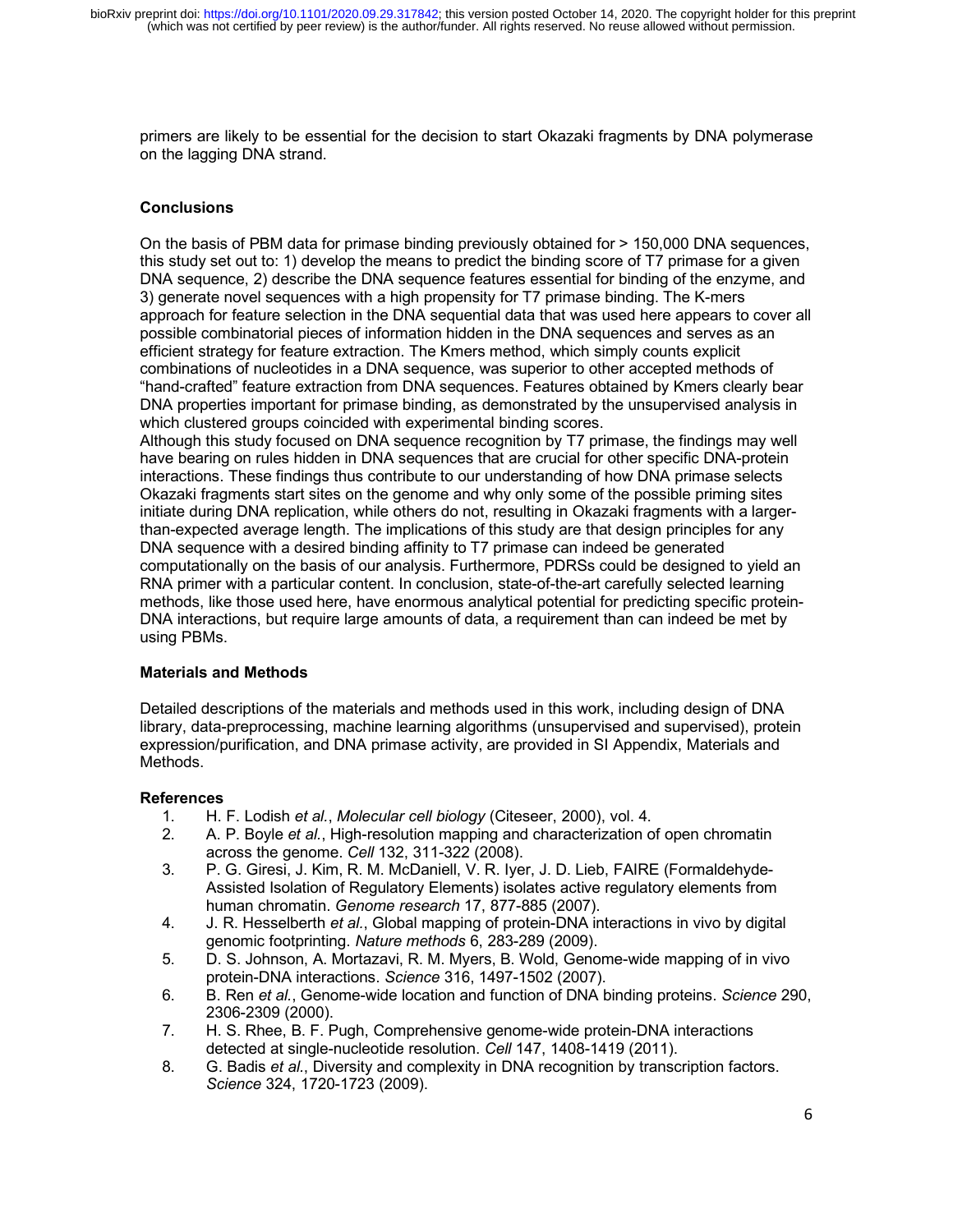primers are likely to be essential for the decision to start Okazaki fragments by DNA polymerase on the lagging DNA strand.

## Conclusions

On the basis of PBM data for primase binding previously obtained for > 150,000 DNA sequences, this study set out to: 1) develop the means to predict the binding score of T7 primase for a given DNA sequence, 2) describe the DNA sequence features essential for binding of the enzyme, and 3) generate novel sequences with a high propensity for T7 primase binding. The K-mers approach for feature selection in the DNA sequential data that was used here appears to cover all possible combinatorial pieces of information hidden in the DNA sequences and serves as an efficient strategy for feature extraction. The Kmers method, which simply counts explicit combinations of nucleotides in a DNA sequence, was superior to other accepted methods of "hand-crafted" feature extraction from DNA sequences. Features obtained by Kmers clearly bear DNA properties important for primase binding, as demonstrated by the unsupervised analysis in which clustered groups coincided with experimental binding scores.

Although this study focused on DNA sequence recognition by T7 primase, the findings may well have bearing on rules hidden in DNA sequences that are crucial for other specific DNA-protein interactions. These findings thus contribute to our understanding of how DNA primase selects Okazaki fragments start sites on the genome and why only some of the possible priming sites initiate during DNA replication, while others do not, resulting in Okazaki fragments with a larger-than-expected average length. The implications of this study are that design principles for any DNA sequence with a desired binding affinity to T7 primase can indeed be generated computationally on the basis of our analysis. Furthermore, PDRSs could be designed to yield an RNA primer with a particular content. In conclusion, state-of-the-art carefully selected learning methods, like those used here, have enormous analytical potential for predicting specific protein-DNA interactions, but require large amounts of data, a requirement than can indeed be met by using PBMs.

## Materials and Methods

Detailed descriptions of the materials and methods used in this work, including design of DNA library, data-preprocessing, machine learning algorithms (unsupervised and supervised), protein expression/purification, and DNA primase activity, are provided in SI Appendix, Materials and Methods.

## References

1. H. F. Lodish *et al.*, *Molecular cell biology* (Citeseer, 2000), vol. 4.
2. A. P. Boyle *et al.*, High-resolution mapping and characterization of open chromatin across the genome. *Cell* 132, 311-322 (2008).
3. P. G. Giresi, J. Kim, R. M. McDaniell, V. R. Iyer, J. D. Lieb, FAIRE (Formaldehyde-Assisted Isolation of Regulatory Elements) isolates active regulatory elements from human chromatin. *Genome research* 17, 877-885 (2007).
4. J. R. Hesselberth *et al.*, Global mapping of protein-DNA interactions in vivo by digital genomic footprinting. *Nature methods* 6, 283-289 (2009).
5. D. S. Johnson, A. Mortazavi, R. M. Myers, B. Wold, Genome-wide mapping of in vivo protein-DNA interactions. *Science* 316, 1497-1502 (2007).
6. B. Ren *et al.*, Genome-wide location and function of DNA binding proteins. *Science* 290, 2306-2309 (2000).
7. H. S. Rhee, B. F. Pugh, Comprehensive genome-wide protein-DNA interactions detected at single-nucleotide resolution. *Cell* 147, 1408-1419 (2011).
8. G. Badis *et al.*, Diversity and complexity in DNA recognition by transcription factors. *Science* 324, 1720-1723 (2009).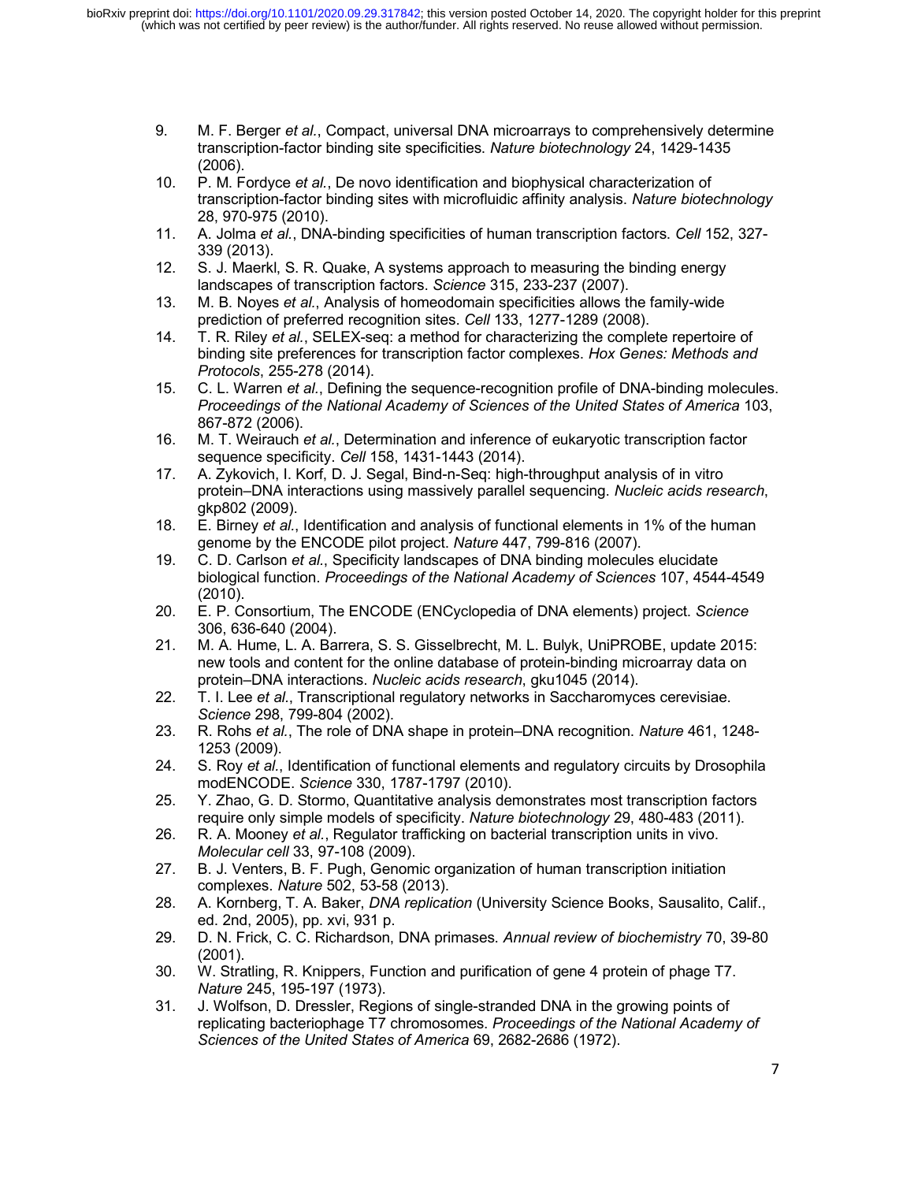9. M. F. Berger *et al.*, Compact, universal DNA microarrays to comprehensively determine transcription-factor binding site specificities. *Nature biotechnology* 24, 1429-1435 (2006).
10. P. M. Fordyce *et al.*, De novo identification and biophysical characterization of transcription-factor binding sites with microfluidic affinity analysis. *Nature biotechnology* 28, 970-975 (2010).
11. A. Jolma *et al.*, DNA-binding specificities of human transcription factors. *Cell* 152, 327-339 (2013).
12. S. J. Maerkl, S. R. Quake, A systems approach to measuring the binding energy landscapes of transcription factors. *Science* 315, 233-237 (2007).
13. M. B. Noyes *et al.*, Analysis of homeodomain specificities allows the family-wide prediction of preferred recognition sites. *Cell* 133, 1277-1289 (2008).
14. T. R. Riley *et al.*, SELEX-seq: a method for characterizing the complete repertoire of binding site preferences for transcription factor complexes. *Hox Genes: Methods and Protocols*, 255-278 (2014).
15. C. L. Warren *et al.*, Defining the sequence-recognition profile of DNA-binding molecules. *Proceedings of the National Academy of Sciences of the United States of America* 103, 867-872 (2006).
16. M. T. Weirauch *et al.*, Determination and inference of eukaryotic transcription factor sequence specificity. *Cell* 158, 1431-1443 (2014).
17. A. Zykovich, I. Korf, D. J. Segal, Bind-n-Seq: high-throughput analysis of in vitro protein–DNA interactions using massively parallel sequencing. *Nucleic acids research*, gkp802 (2009).
18. E. Birney *et al.*, Identification and analysis of functional elements in 1% of the human genome by the ENCODE pilot project. *Nature* 447, 799-816 (2007).
19. C. D. Carlson *et al.*, Specificity landscapes of DNA binding molecules elucidate biological function. *Proceedings of the National Academy of Sciences* 107, 4544-4549 (2010).
20. E. P. Consortium, The ENCODE (ENCyclopedia of DNA elements) project. *Science* 306, 636-640 (2004).
21. M. A. Hume, L. A. Barrera, S. S. Gisselbrecht, M. L. Bulyk, UniPROBE, update 2015: new tools and content for the online database of protein-binding microarray data on protein–DNA interactions. *Nucleic acids research*, gku1045 (2014).
22. T. I. Lee *et al.*, Transcriptional regulatory networks in Saccharomyces cerevisiae. *Science* 298, 799-804 (2002).
23. R. Rohs *et al.*, The role of DNA shape in protein–DNA recognition. *Nature* 461, 1248-1253 (2009).
24. S. Roy *et al.*, Identification of functional elements and regulatory circuits by Drosophila modENCODE. *Science* 330, 1787-1797 (2010).
25. Y. Zhao, G. D. Stormo, Quantitative analysis demonstrates most transcription factors require only simple models of specificity. *Nature biotechnology* 29, 480-483 (2011).
26. R. A. Mooney *et al.*, Regulator trafficking on bacterial transcription units in vivo. *Molecular cell* 33, 97-108 (2009).
27. B. J. Venters, B. F. Pugh, Genomic organization of human transcription initiation complexes. *Nature* 502, 53-58 (2013).
28. A. Kornberg, T. A. Baker, *DNA replication* (University Science Books, Sausalito, Calif., ed. 2nd, 2005), pp. xvi, 931 p.
29. D. N. Frick, C. C. Richardson, DNA primases. *Annual review of biochemistry* 70, 39-80 (2001).
30. W. Stratling, R. Knippers, Function and purification of gene 4 protein of phage T7. *Nature* 245, 195-197 (1973).
31. J. Wolfson, D. Dressler, Regions of single-stranded DNA in the growing points of replicating bacteriophage T7 chromosomes. *Proceedings of the National Academy of Sciences of the United States of America* 69, 2682-2686 (1972).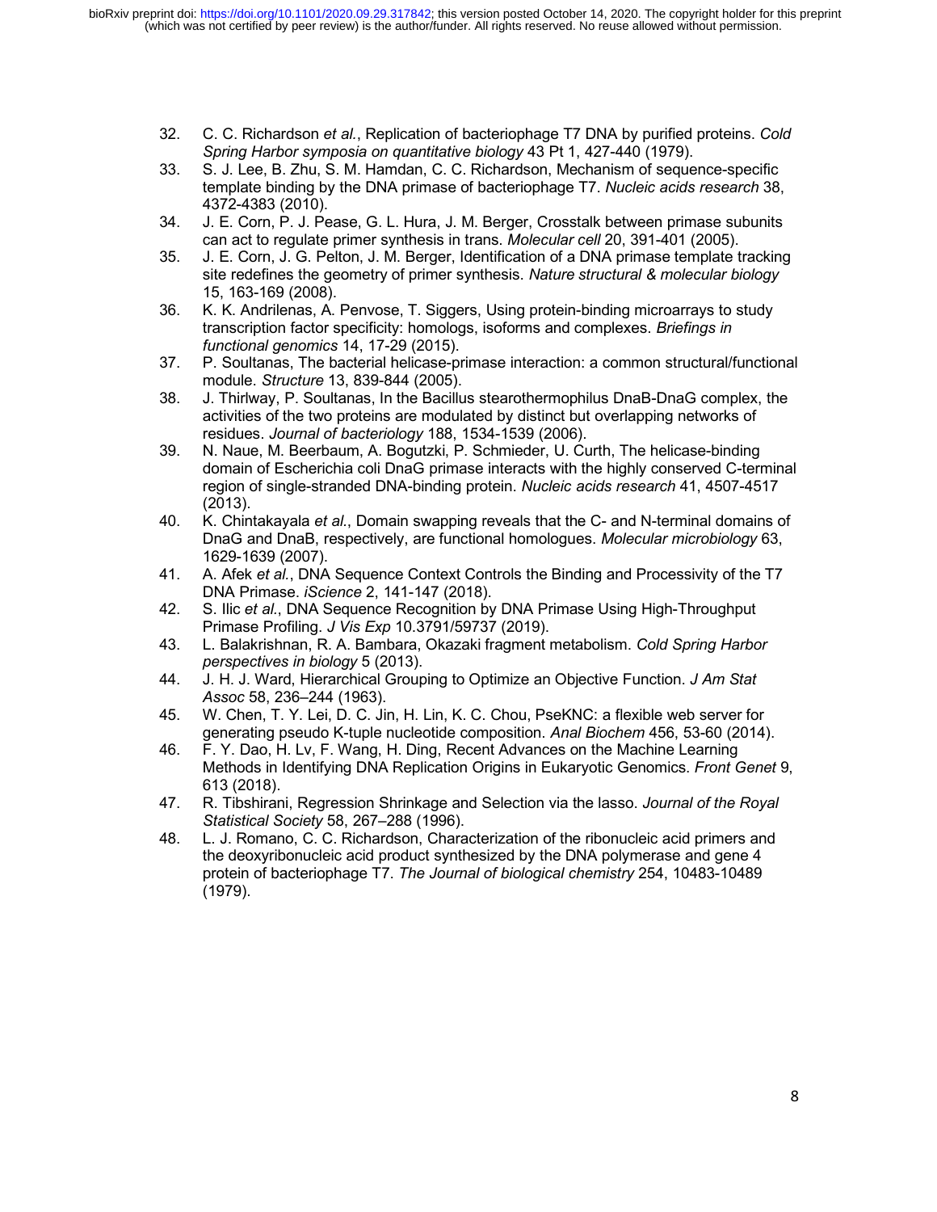32. C. C. Richardson *et al.*, Replication of bacteriophage T7 DNA by purified proteins. *Cold Spring Harbor symposia on quantitative biology* 43 Pt 1, 427-440 (1979).
33. S. J. Lee, B. Zhu, S. M. Hamdan, C. C. Richardson, Mechanism of sequence-specific template binding by the DNA primase of bacteriophage T7. *Nucleic acids research* 38, 4372-4383 (2010).
34. J. E. Corn, P. J. Pease, G. L. Hura, J. M. Berger, Crosstalk between primase subunits can act to regulate primer synthesis in trans. *Molecular cell* 20, 391-401 (2005).
35. J. E. Corn, J. G. Pelton, J. M. Berger, Identification of a DNA primase template tracking site redefines the geometry of primer synthesis. *Nature structural & molecular biology* 15, 163-169 (2008).
36. K. K. Andrilenas, A. Penvose, T. Siggers, Using protein-binding microarrays to study transcription factor specificity: homologs, isoforms and complexes. *Briefings in functional genomics* 14, 17-29 (2015).
37. P. Soultanas, The bacterial helicase-primase interaction: a common structural/functional module. *Structure* 13, 839-844 (2005).
38. J. Thirlway, P. Soultanas, In the Bacillus stearothermophilus DnaB-DnaG complex, the activities of the two proteins are modulated by distinct but overlapping networks of residues. *Journal of bacteriology* 188, 1534-1539 (2006).
39. N. Naue, M. Beerbaum, A. Bogutzki, P. Schmieder, U. Curth, The helicase-binding domain of Escherichia coli DnaG primase interacts with the highly conserved C-terminal region of single-stranded DNA-binding protein. *Nucleic acids research* 41, 4507-4517 (2013).
40. K. Chintakayala *et al.*, Domain swapping reveals that the C- and N-terminal domains of DnaG and DnaB, respectively, are functional homologues. *Molecular microbiology* 63, 1629-1639 (2007).
41. A. Afek *et al.*, DNA Sequence Context Controls the Binding and Processivity of the T7 DNA Primase. *iScience* 2, 141-147 (2018).
42. S. Ilic *et al.*, DNA Sequence Recognition by DNA Primase Using High-Throughput Primase Profiling. *J Vis Exp* 10.3791/59737 (2019).
43. L. Balakrishnan, R. A. Bambara, Okazaki fragment metabolism. *Cold Spring Harbor perspectives in biology* 5 (2013).
44. J. H. J. Ward, Hierarchical Grouping to Optimize an Objective Function. *J Am Stat Assoc* 58, 236–244 (1963).
45. W. Chen, T. Y. Lei, D. C. Jin, H. Lin, K. C. Chou, PseKNC: a flexible web server for generating pseudo K-tuple nucleotide composition. *Anal Biochem* 456, 53-60 (2014).
46. F. Y. Dao, H. Lv, F. Wang, H. Ding, Recent Advances on the Machine Learning Methods in Identifying DNA Replication Origins in Eukaryotic Genomics. *Front Genet* 9, 613 (2018).
47. R. Tibshirani, Regression Shrinkage and Selection via the lasso. *Journal of the Royal Statistical Society* 58, 267–288 (1996).
48. L. J. Romano, C. C. Richardson, Characterization of the ribonucleic acid primers and the deoxyribonucleic acid product synthesized by the DNA polymerase and gene 4 protein of bacteriophage T7. *The Journal of biological chemistry* 254, 10483-10489 (1979).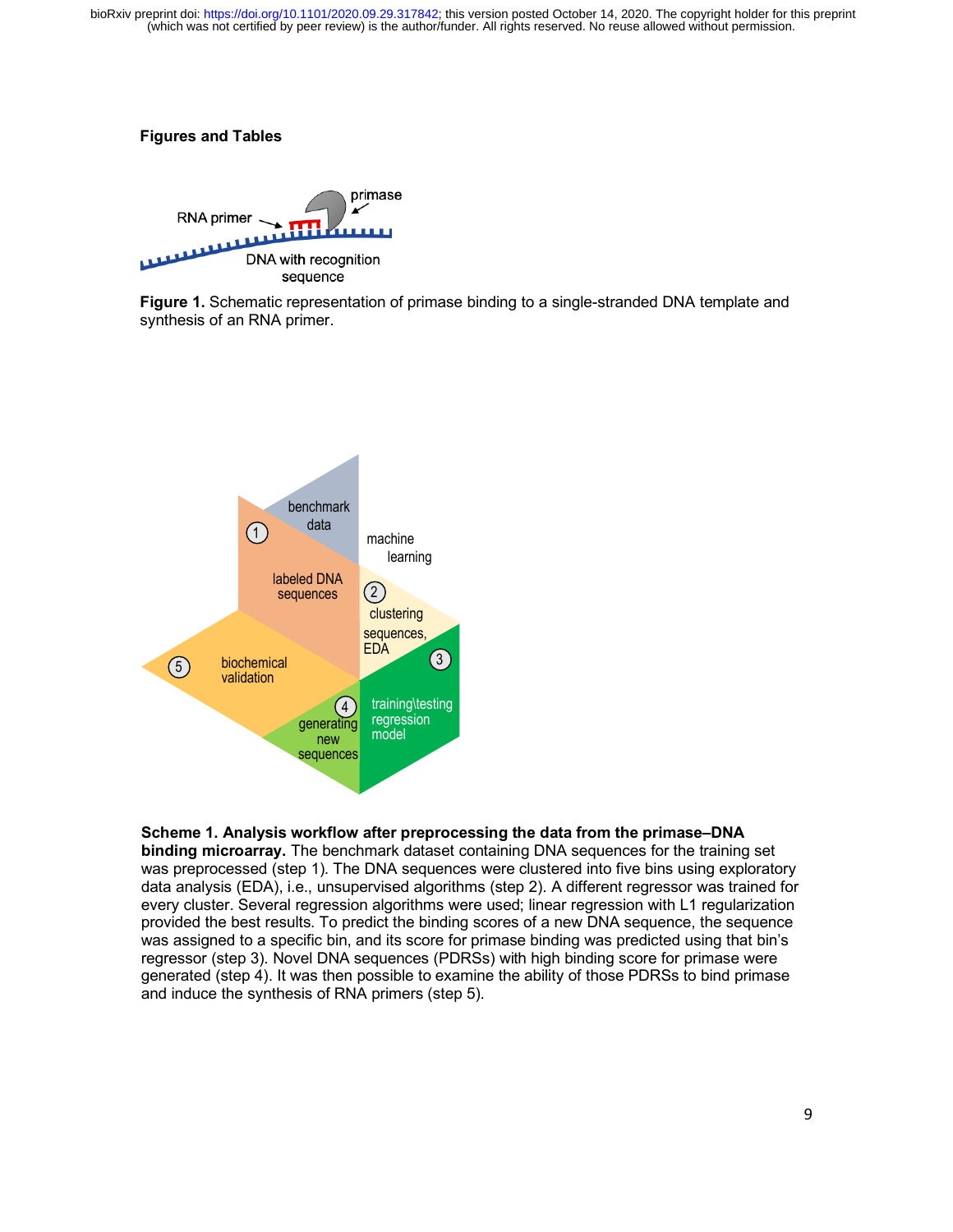**Figures and Tables**

**Figure 1.** Schematic representation of primase binding to a single-stranded DNA template and synthesis of an RNA primer.

**Scheme 1. Analysis workflow after preprocessing the data from the primase–DNA binding microarray.** The benchmark dataset containing DNA sequences for the training set was preprocessed (step 1). The DNA sequences were clustered into five bins using exploratory data analysis (EDA), i.e., unsupervised algorithms (step 2). A different regressor was trained for every cluster. Several regression algorithms were used; linear regression with L1 regularization provided the best results. To predict the binding scores of a new DNA sequence, the sequence was assigned to a specific bin, and its score for primase binding was predicted using that bin's regressor (step 3). Novel DNA sequences (PDRSs) with high binding score for primase were generated (step 4). It was then possible to examine the ability of those PDRSs to bind primase and induce the synthesis of RNA primers (step 5).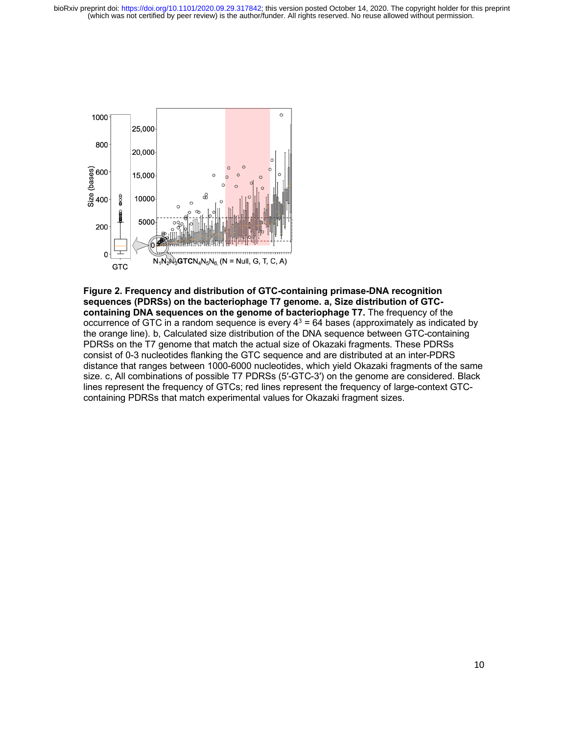**Figure 2. Frequency and distribution of GTC-containing primase-DNA recognition sequences (PDRSs) on the bacteriophage T7 genome. a, Size distribution of GTC-containing DNA sequences on the genome of bacteriophage T7.** The frequency of the occurrence of GTC in a random sequence is every $4^3 = 64$ bases (approximately as indicated by the orange line). b, Calculated size distribution of the DNA sequence between GTC-containing PDRSs on the T7 genome that match the actual size of Okazaki fragments. These PDRSs consist of 0-3 nucleotides flanking the GTC sequence and are distributed at an inter-PDRS distance that ranges between 1000-6000 nucleotides, which yield Okazaki fragments of the same size. c, All combinations of possible T7 PDRSs (5′-GTC-3′) on the genome are considered. Black lines represent the frequency of GTCs; red lines represent the frequency of large-context GTC-containing PDRSs that match experimental values for Okazaki fragment sizes.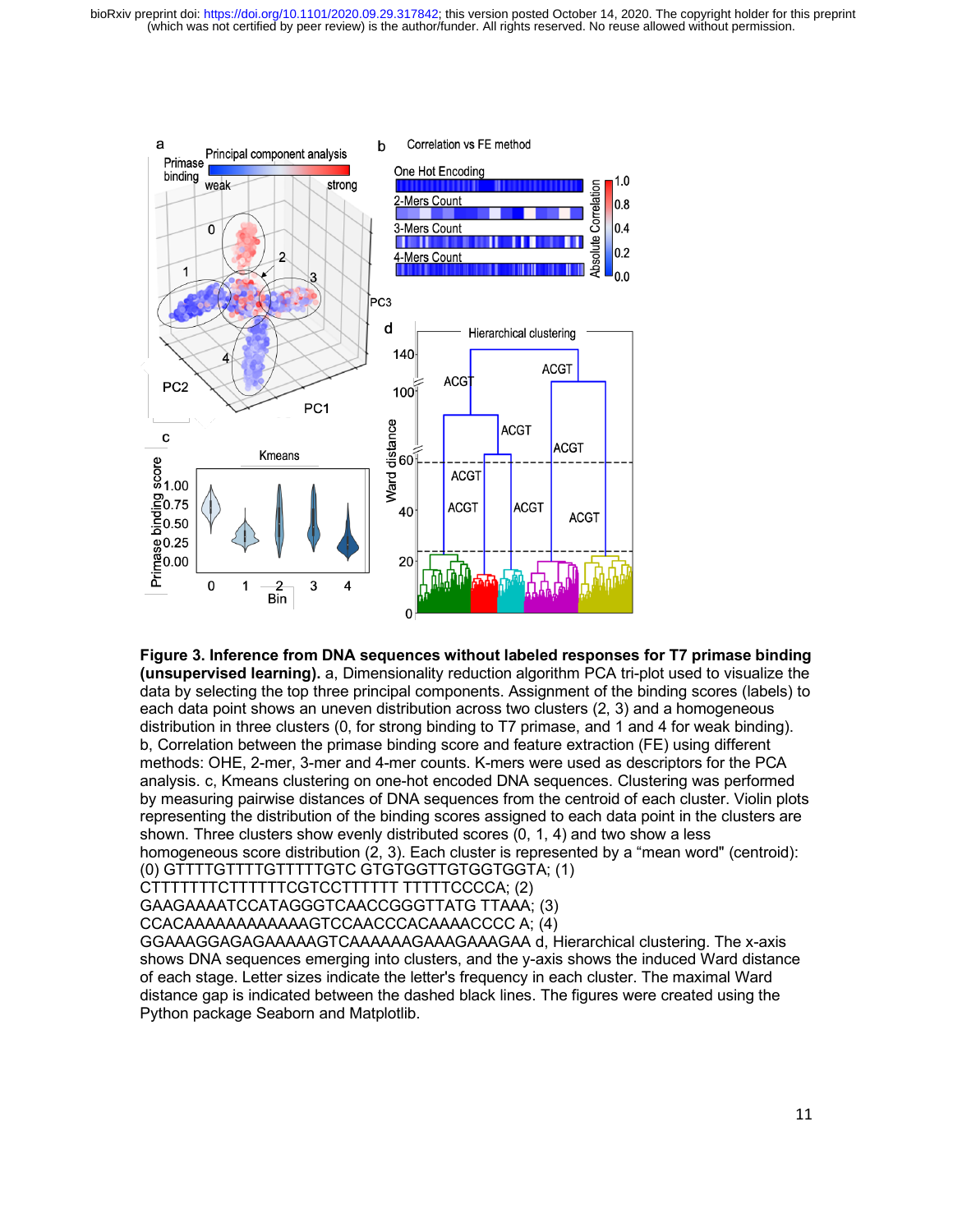**Figure 3. Inference from DNA sequences without labeled responses for T7 primase binding (unsupervised learning).** a, Dimensionality reduction algorithm PCA tri-plot used to visualize the data by selecting the top three principal components. Assignment of the binding scores (labels) to each data point shows an uneven distribution across two clusters (2, 3) and a homogeneous distribution in three clusters (0, for strong binding to T7 primase, and 1 and 4 for weak binding). b, Correlation between the primase binding score and feature extraction (FE) using different methods: OHE, 2-mer, 3-mer and 4-mer counts. K-mers were used as descriptors for the PCA analysis. c, Kmeans clustering on one-hot encoded DNA sequences. Clustering was performed by measuring pairwise distances of DNA sequences from the centroid of each cluster. Violin plots representing the distribution of the binding scores assigned to each data point in the clusters are shown. Three clusters show evenly distributed scores (0, 1, 4) and two show a less homogeneous score distribution (2, 3). Each cluster is represented by a "mean word" (centroid): (0) GTTTTGTTTTGTTTTTGTC GTGTGGTTGTGGTGGTA; (1) CTTTTTTTCTTTTTTCGTCCTTTTTT TTTTTCCCCA; (2) GAAGAAAATCCATAGGGTCAACCGGGTTATG TTAAA; (3) CCACAAAAAAAAAAAAGTCCAACCCACAAAACCCC A; (4) GGAAAGGAGAGAAAAAGTCAAAAAAGAAAGAAAGAA d, Hierarchical clustering. The x-axis shows DNA sequences emerging into clusters, and the y-axis shows the induced Ward distance of each stage. Letter sizes indicate the letter's frequency in each cluster. The maximal Ward distance gap is indicated between the dashed black lines. The figures were created using the Python package Seaborn and Matplotlib.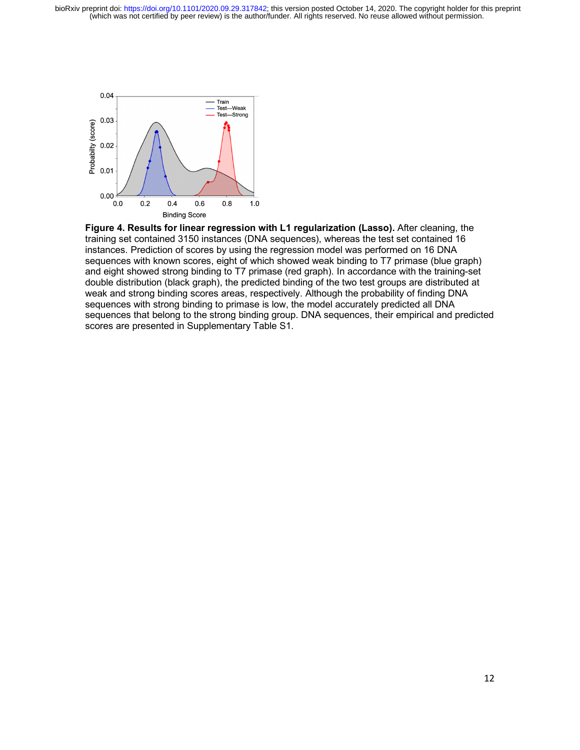**Figure 4. Results for linear regression with L1 regularization (Lasso).** After cleaning, the training set contained 3150 instances (DNA sequences), whereas the test set contained 16 instances. Prediction of scores by using the regression model was performed on 16 DNA sequences with known scores, eight of which showed weak binding to T7 primase (blue graph) and eight showed strong binding to T7 primase (red graph). In accordance with the training-set double distribution (black graph), the predicted binding of the two test groups are distributed at weak and strong binding scores areas, respectively. Although the probability of finding DNA sequences with strong binding to primase is low, the model accurately predicted all DNA sequences that belong to the strong binding group. DNA sequences, their empirical and predicted scores are presented in Supplementary Table S1.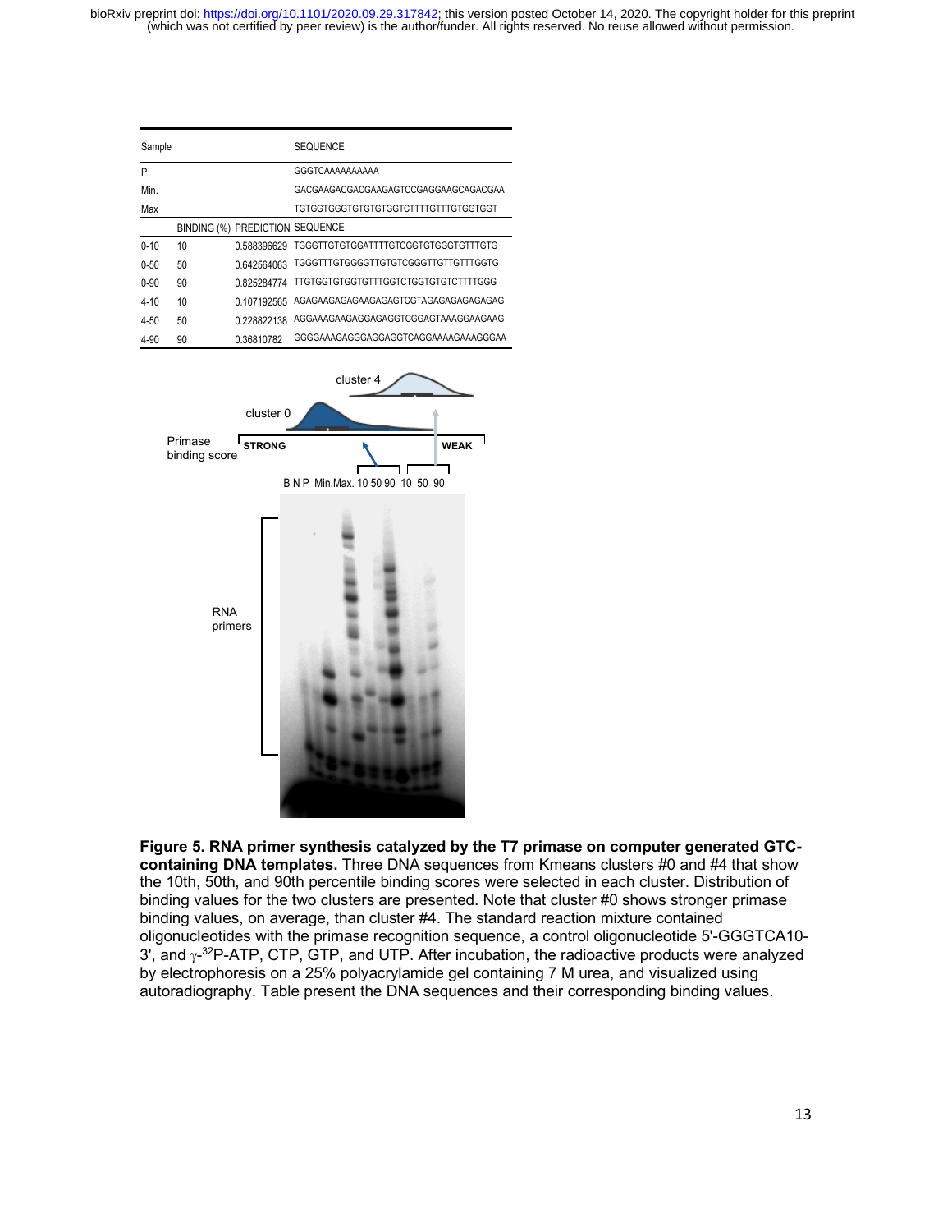| Sample | | | SEQUENCE |
|---|---|---|---|
| P | | | GGGTCAAAAAAAAAA |
| Min. | | | GACGAAGACGACGAAGAGTCCGAGGAAGCAGACGAA |
| Max | | | TGTGGTGGGTGTGTGTGGTCTTTTGTTTGTGGTGGT |
| | BINDING (%) | PREDICTION | SEQUENCE |
| 0-10 | 10 | 0.588396629 | TGGGTTGTGTGGATTTTGTCGGTGTGGGTGTTTGTG |
| 0-50 | 50 | 0.642564063 | TGGGTTTGTGGGGTTGTGTCGGGTTGTTGTTTGGTG |
| 0-90 | 90 | 0.825284774 | TTGTGGTGTGGTGTTTGGTCTGGTGTGTCTTTTGGG |
| 4-10 | 10 | 0.107192565 | AGAGAAGAGAGAAGAGAGTCGTAGAGAGAGAGAGAG |
| 4-50 | 50 | 0.228822138 | AGGAAAGAAGAGGAGAGGTCGGAGTAAAGGAAGAAG |
| 4-90 | 90 | 0.36810782 | GGGGAAAGAGGGAGGAGGTCAGGAAAAGAAAGGGAA |

**Figure 5. RNA primer synthesis catalyzed by the T7 primase on computer generated GTC-containing DNA templates.** Three DNA sequences from Kmeans clusters #0 and #4 that show the 10th, 50th, and 90th percentile binding scores were selected in each cluster. Distribution of binding values for the two clusters are presented. Note that cluster #0 shows stronger primase binding values, on average, than cluster #4. The standard reaction mixture contained oligonucleotides with the primase recognition sequence, a control oligonucleotide 5'-GGGTCA10-3', and $\gamma$-[32]P-ATP, CTP, GTP, and UTP. After incubation, the radioactive products were analyzed by electrophoresis on a 25% polyacrylamide gel containing 7 M urea, and visualized using autoradiography. Table present the DNA sequences and their corresponding binding values.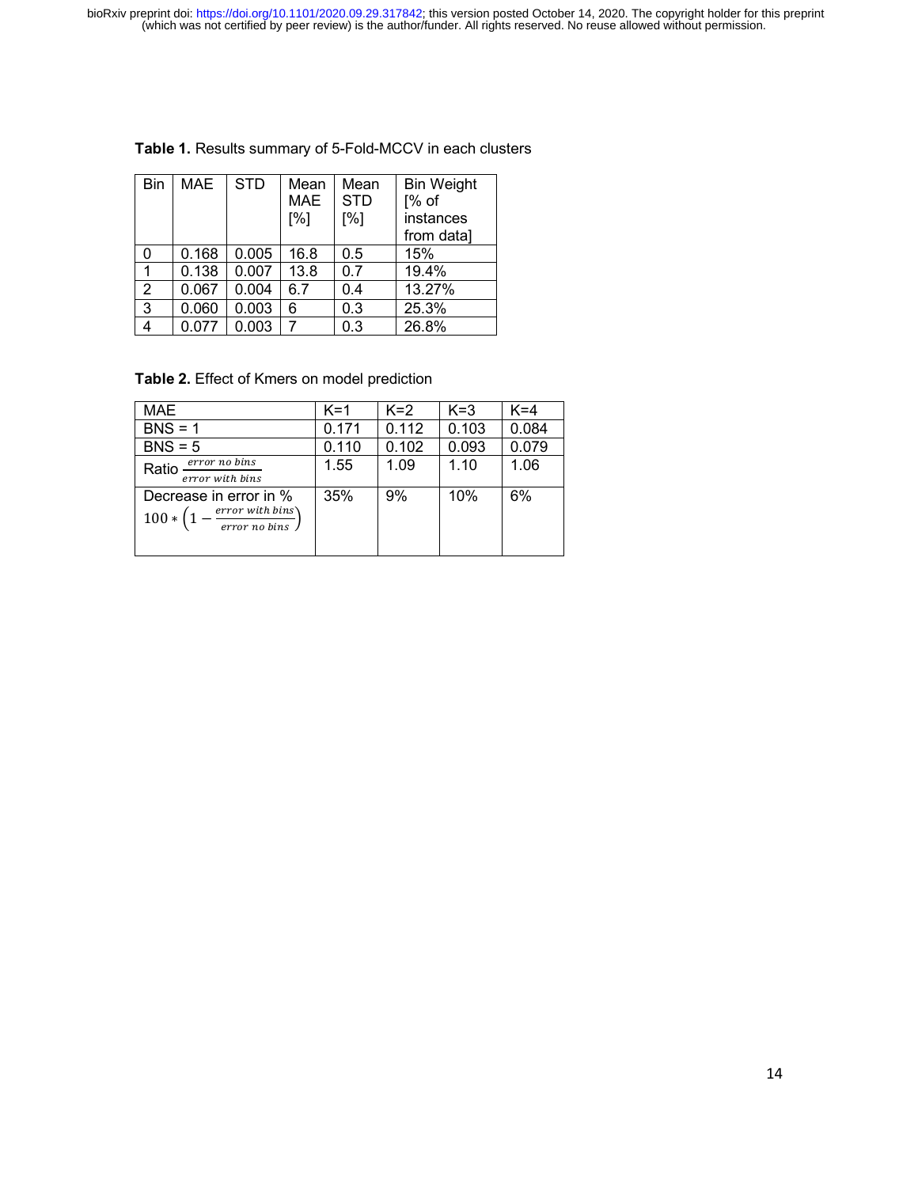**Table 1.** Results summary of 5-Fold-MCCV in each clusters

| Bin | MAE | STD | Mean MAE [%] | Mean STD [%] | Bin Weight [% of instances from data] |
|---|---|---|---|---|---|
| 0 | 0.168 | 0.005 | 16.8 | 0.5 | 15% |
| 1 | 0.138 | 0.007 | 13.8 | 0.7 | 19.4% |
| 2 | 0.067 | 0.004 | 6.7 | 0.4 | 13.27% |
| 3 | 0.060 | 0.003 | 6 | 0.3 | 25.3% |
| 4 | 0.077 | 0.003 | 7 | 0.3 | 26.8% |

**Table 2.** Effect of Kmers on model prediction

| MAE | K=1 | K=2 | K=3 | K=4 |
|---|---|---|---|---|
| BNS = 1 | 0.171 | 0.112 | 0.103 | 0.084 |
| BNS = 5 | 0.110 | 0.102 | 0.093 | 0.079 |
| Ratio $\frac{error\ no\ bins}{error\ with\ bins}$ | 1.55 | 1.09 | 1.10 | 1.06 |
| Decrease in error in % $100 * \left(1 - \frac{error\ with\ bins}{error\ no\ bins}\right)$ | 35% | 9% | 10% | 6% |